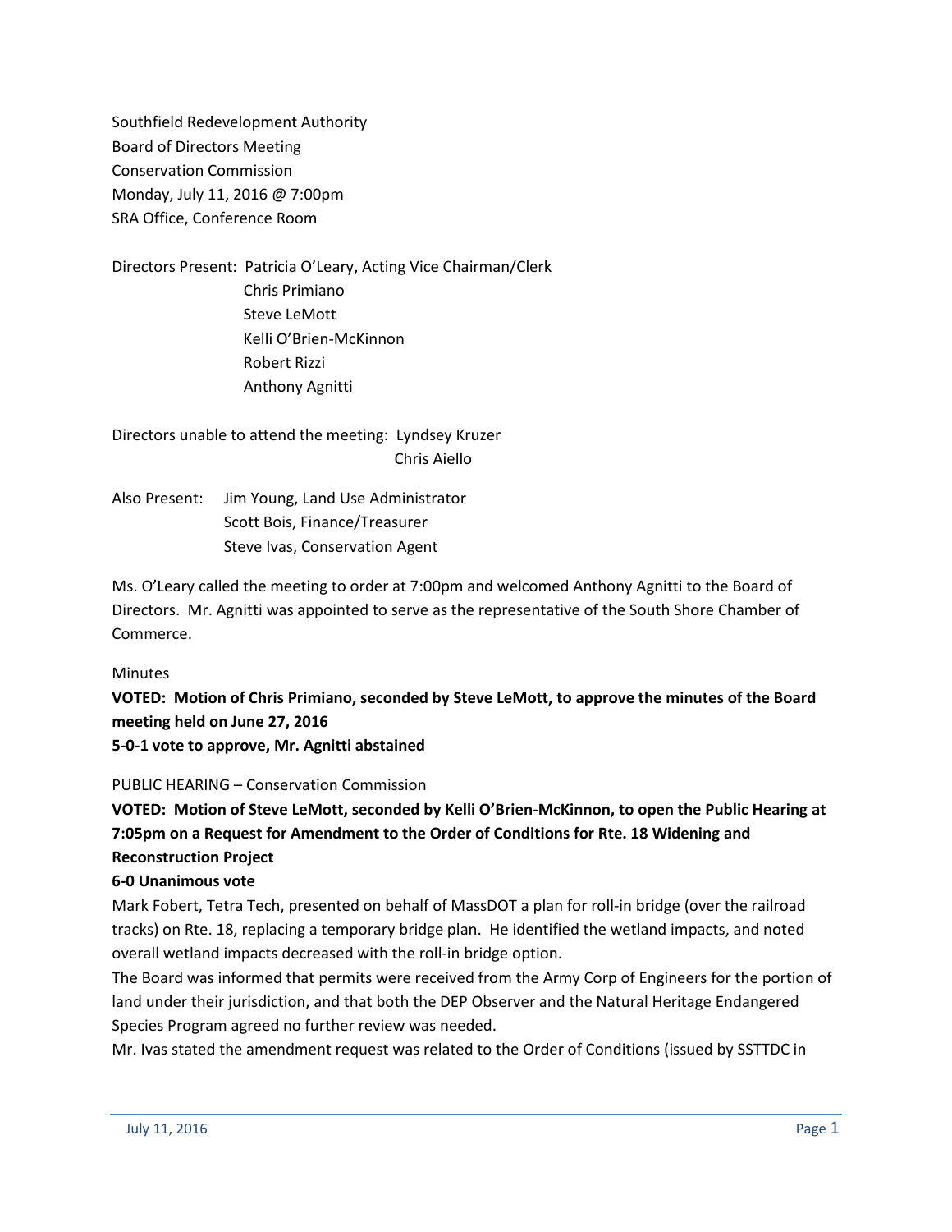Southfield Redevelopment Authority
Board of Directors Meeting
Conservation Commission
Monday, July 11, 2016 @ 7:00pm
SRA Office, Conference Room

Directors Present: Patricia O'Leary, Acting Vice Chairman/Clerk
Chris Primiano
Steve LeMott
Kelli O'Brien-McKinnon
Robert Rizzi
Anthony Agnitti

Directors unable to attend the meeting: Lyndsey Kruzer
Chris Aiello

Also Present: Jim Young, Land Use Administrator
Scott Bois, Finance/Treasurer
Steve Ivas, Conservation Agent

Ms. O'Leary called the meeting to order at 7:00pm and welcomed Anthony Agnitti to the Board of Directors. Mr. Agnitti was appointed to serve as the representative of the South Shore Chamber of Commerce.

Minutes

**VOTED: Motion of Chris Primiano, seconded by Steve LeMott, to approve the minutes of the Board meeting held on June 27, 2016**
**5-0-1 vote to approve, Mr. Agnitti abstained**

PUBLIC HEARING – Conservation Commission

**VOTED: Motion of Steve LeMott, seconded by Kelli O'Brien-McKinnon, to open the Public Hearing at 7:05pm on a Request for Amendment to the Order of Conditions for Rte. 18 Widening and Reconstruction Project**
**6-0 Unanimous vote**

Mark Fobert, Tetra Tech, presented on behalf of MassDOT a plan for roll-in bridge (over the railroad tracks) on Rte. 18, replacing a temporary bridge plan. He identified the wetland impacts, and noted overall wetland impacts decreased with the roll-in bridge option.

The Board was informed that permits were received from the Army Corp of Engineers for the portion of land under their jurisdiction, and that both the DEP Observer and the Natural Heritage Endangered Species Program agreed no further review was needed.

Mr. Ivas stated the amendment request was related to the Order of Conditions (issued by SSTTDC in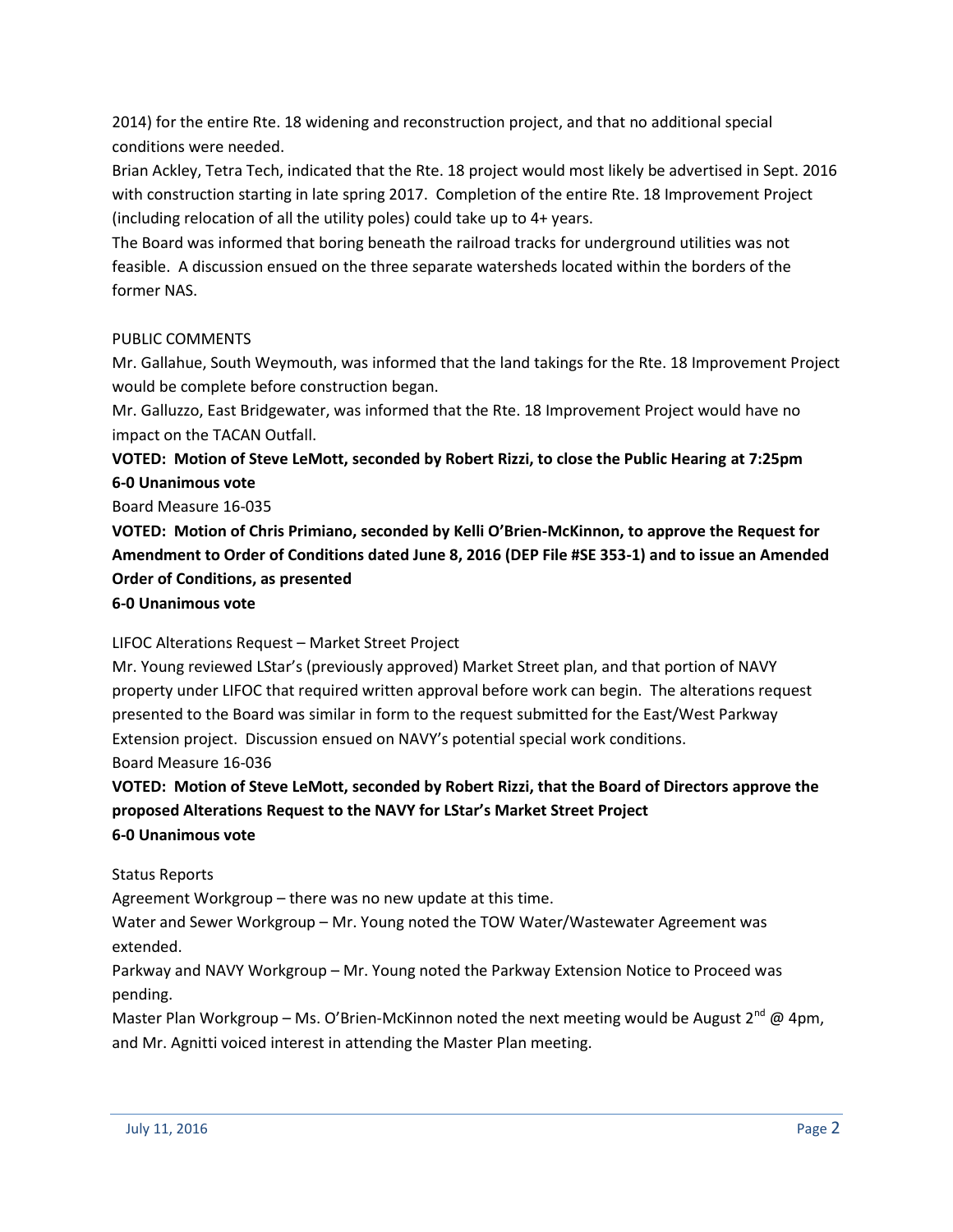2014) for the entire Rte. 18 widening and reconstruction project, and that no additional special conditions were needed.

Brian Ackley, Tetra Tech, indicated that the Rte. 18 project would most likely be advertised in Sept. 2016 with construction starting in late spring 2017. Completion of the entire Rte. 18 Improvement Project (including relocation of all the utility poles) could take up to 4+ years.

The Board was informed that boring beneath the railroad tracks for underground utilities was not feasible. A discussion ensued on the three separate watersheds located within the borders of the former NAS.

PUBLIC COMMENTS

Mr. Gallahue, South Weymouth, was informed that the land takings for the Rte. 18 Improvement Project would be complete before construction began.

Mr. Galluzzo, East Bridgewater, was informed that the Rte. 18 Improvement Project would have no impact on the TACAN Outfall.

**VOTED: Motion of Steve LeMott, seconded by Robert Rizzi, to close the Public Hearing at 7:25pm**
**6-0 Unanimous vote**

Board Measure 16-035

**VOTED: Motion of Chris Primiano, seconded by Kelli O'Brien-McKinnon, to approve the Request for Amendment to Order of Conditions dated June 8, 2016 (DEP File #SE 353-1) and to issue an Amended Order of Conditions, as presented**
**6-0 Unanimous vote**

LIFOC Alterations Request – Market Street Project

Mr. Young reviewed LStar's (previously approved) Market Street plan, and that portion of NAVY property under LIFOC that required written approval before work can begin. The alterations request presented to the Board was similar in form to the request submitted for the East/West Parkway Extension project. Discussion ensued on NAVY's potential special work conditions.

Board Measure 16-036

**VOTED: Motion of Steve LeMott, seconded by Robert Rizzi, that the Board of Directors approve the proposed Alterations Request to the NAVY for LStar's Market Street Project**
**6-0 Unanimous vote**

Status Reports

Agreement Workgroup – there was no new update at this time.

Water and Sewer Workgroup – Mr. Young noted the TOW Water/Wastewater Agreement was extended.

Parkway and NAVY Workgroup – Mr. Young noted the Parkway Extension Notice to Proceed was pending.

Master Plan Workgroup – Ms. O'Brien-McKinnon noted the next meeting would be August 2nd @ 4pm, and Mr. Agnitti voiced interest in attending the Master Plan meeting.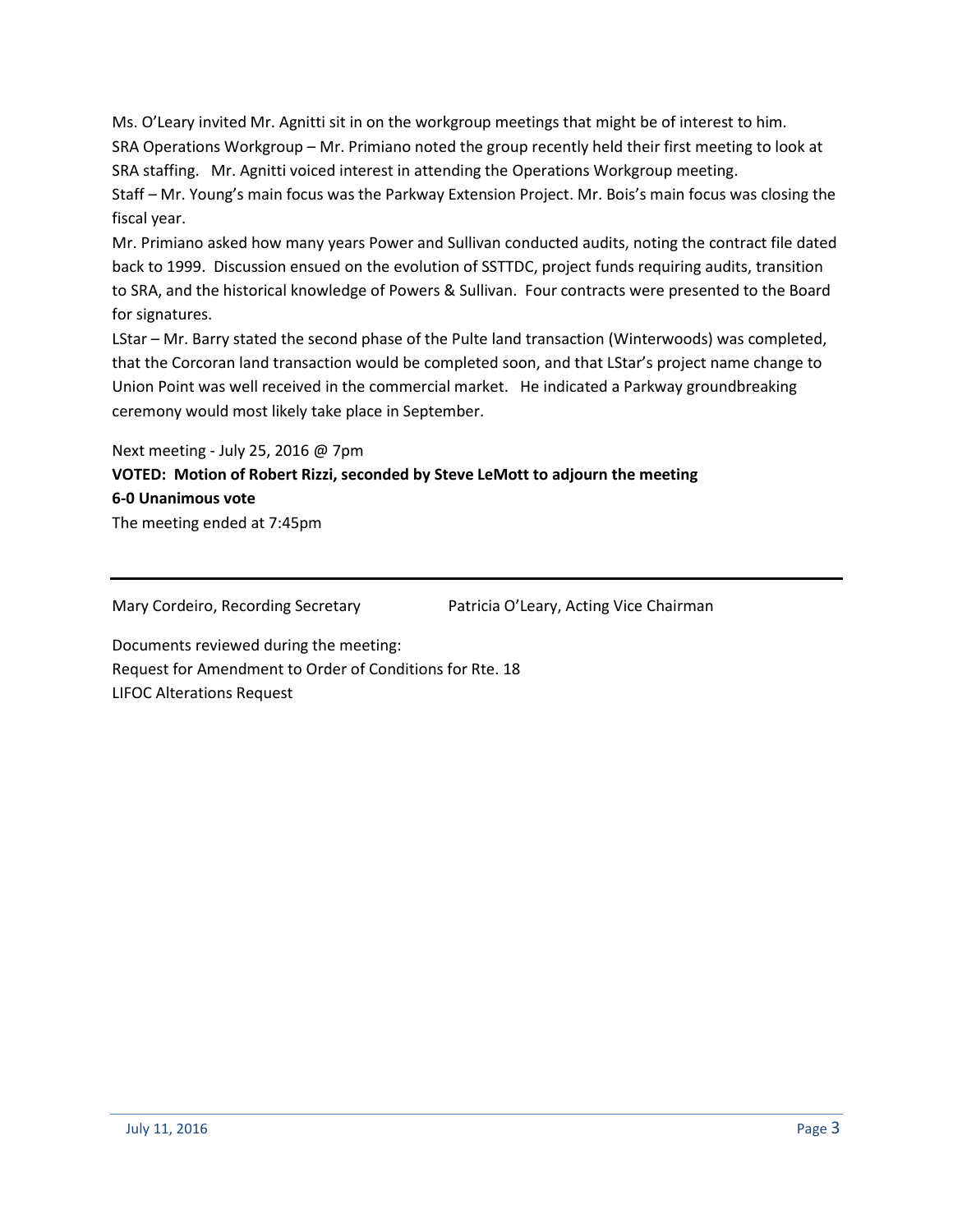Ms. O'Leary invited Mr. Agnitti sit in on the workgroup meetings that might be of interest to him.

SRA Operations Workgroup – Mr. Primiano noted the group recently held their first meeting to look at SRA staffing. Mr. Agnitti voiced interest in attending the Operations Workgroup meeting.

Staff – Mr. Young's main focus was the Parkway Extension Project. Mr. Bois's main focus was closing the fiscal year.

Mr. Primiano asked how many years Power and Sullivan conducted audits, noting the contract file dated back to 1999. Discussion ensued on the evolution of SSTTDC, project funds requiring audits, transition to SRA, and the historical knowledge of Powers & Sullivan. Four contracts were presented to the Board for signatures.

LStar – Mr. Barry stated the second phase of the Pulte land transaction (Winterwoods) was completed, that the Corcoran land transaction would be completed soon, and that LStar's project name change to Union Point was well received in the commercial market. He indicated a Parkway groundbreaking ceremony would most likely take place in September.

Next meeting - July 25, 2016 @ 7pm

**VOTED: Motion of Robert Rizzi, seconded by Steve LeMott to adjourn the meeting**

**6-0 Unanimous vote**

The meeting ended at 7:45pm

---

Mary Cordeiro, Recording Secretary          Patricia O'Leary, Acting Vice Chairman

Documents reviewed during the meeting:

Request for Amendment to Order of Conditions for Rte. 18

LIFOC Alterations Request